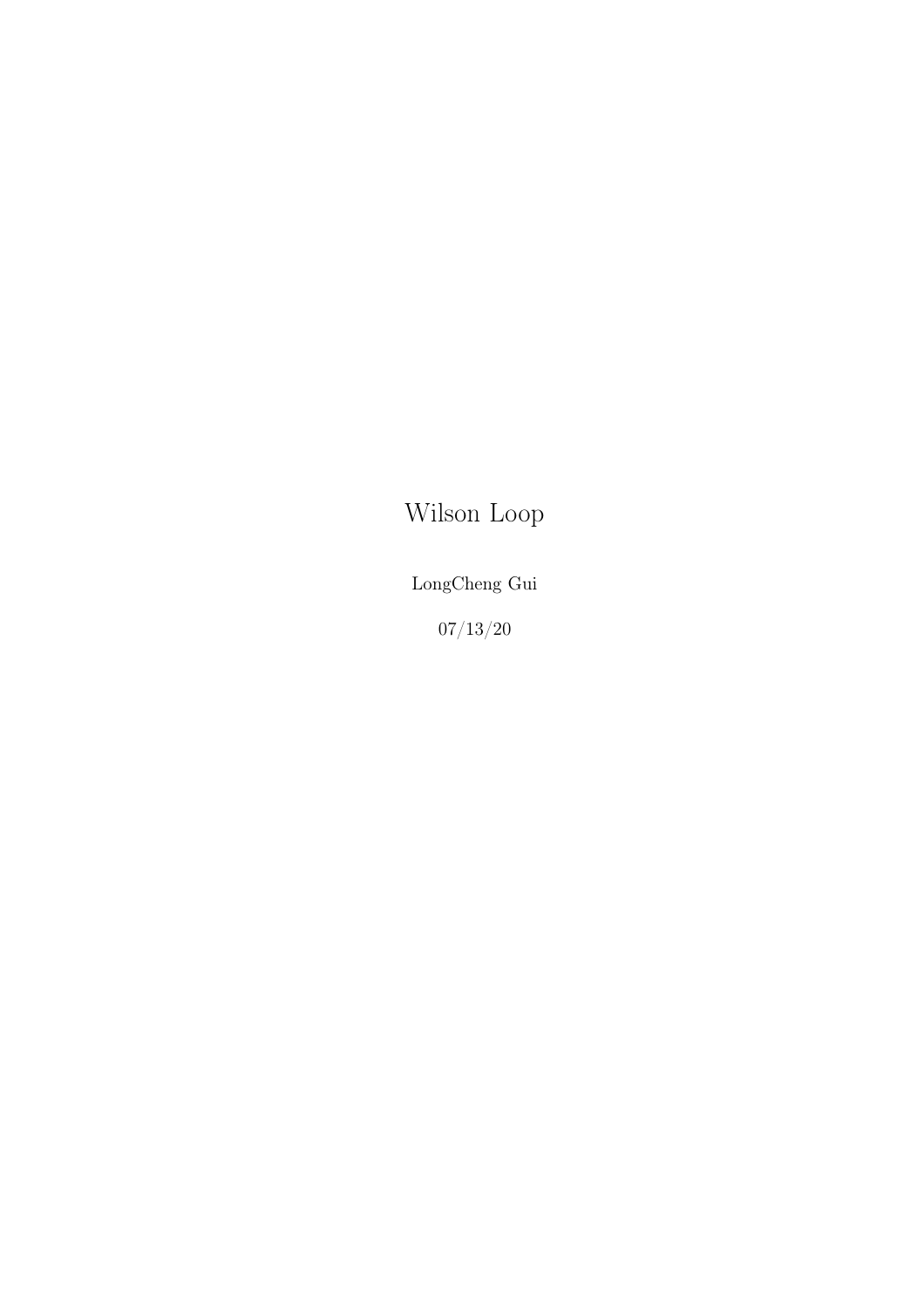# Wilson Loop

LongCheng Gui

07/13/20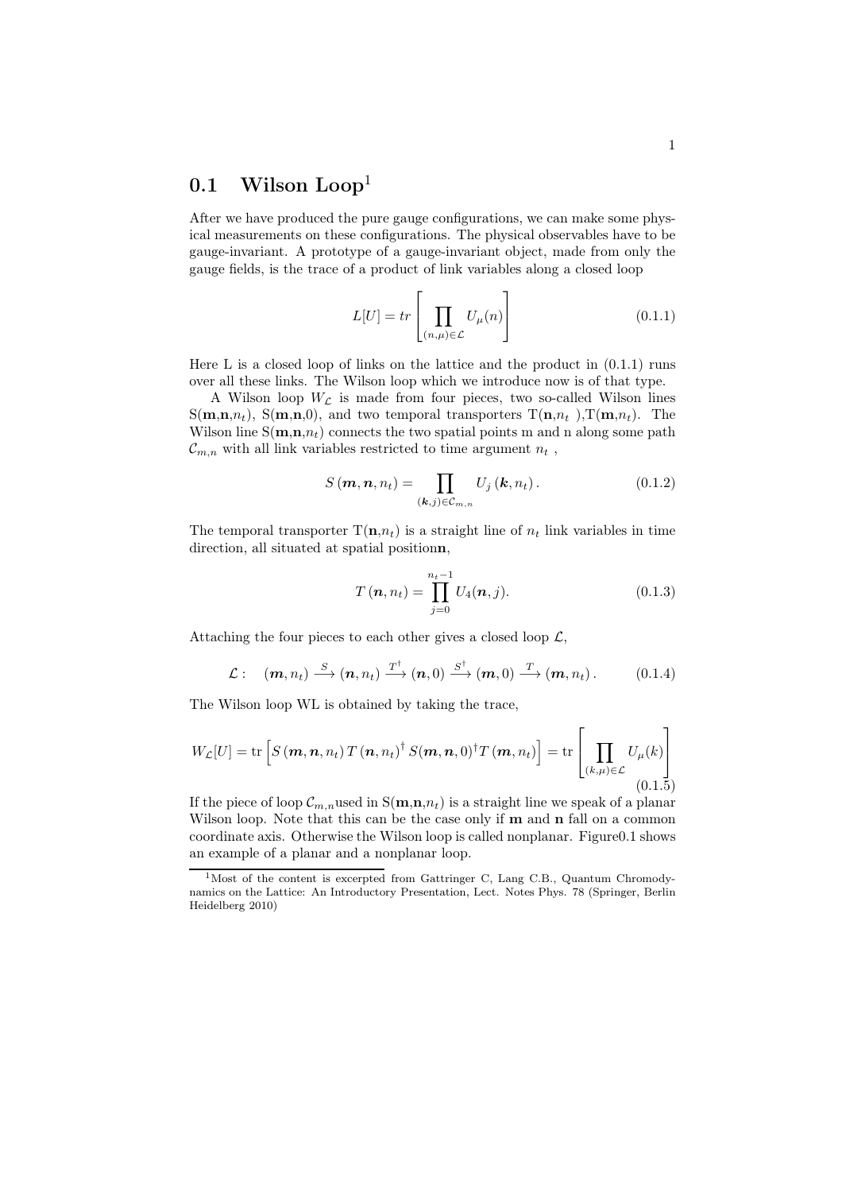## 0.1 Wilson Loop[1]

After we have produced the pure gauge configurations, we can make some physical measurements on these configurations. The physical observables have to be gauge-invariant. A prototype of a gauge-invariant object, made from only the gauge fields, is the trace of a product of link variables along a closed loop

$$L[U] = tr \left[ \prod_{(n,\mu)\in\mathcal{L}} U_\mu(n) \right] \tag{0.1.1}$$

Here L is a closed loop of links on the lattice and the product in (0.1.1) runs over all these links. The Wilson loop which we introduce now is of that type.

A Wilson loop $W_\mathcal{L}$ is made from four pieces, two so-called Wilson lines $S(\mathbf{m},\mathbf{n},n_t)$, $S(\mathbf{m},\mathbf{n},0)$, and two temporal transporters $T(\mathbf{n},n_t)$,$T(\mathbf{m},n_t)$. The Wilson line $S(\mathbf{m},\mathbf{n},n_t)$ connects the two spatial points m and n along some path $\mathcal{C}_{m,n}$ with all link variables restricted to time argument $n_t$ ,

$$S(\boldsymbol{m},\boldsymbol{n},n_t) = \prod_{(\boldsymbol{k},j)\in\mathcal{C}_{m,n}} U_j(\boldsymbol{k},n_t). \tag{0.1.2}$$

The temporal transporter $T(\mathbf{n},n_t)$ is a straight line of $n_t$ link variables in time direction, all situated at spatial position**n**,

$$T(\boldsymbol{n},n_t) = \prod_{j=0}^{n_t-1} U_4(\boldsymbol{n},j). \tag{0.1.3}$$

Attaching the four pieces to each other gives a closed loop $\mathcal{L}$,

$$\mathcal{L}: \quad (\boldsymbol{m},n_t) \xrightarrow{S} (\boldsymbol{n},n_t) \xrightarrow{T^\dagger} (\boldsymbol{n},0) \xrightarrow{S^\dagger} (\boldsymbol{m},0) \xrightarrow{T} (\boldsymbol{m},n_t). \tag{0.1.4}$$

The Wilson loop WL is obtained by taking the trace,

$$W_\mathcal{L}[U] = \mathrm{tr}\left[S(\boldsymbol{m},\boldsymbol{n},n_t)\,T(\boldsymbol{n},n_t)^\dagger\,S(\boldsymbol{m},\boldsymbol{n},0)^\dagger T(\boldsymbol{m},n_t)\right] = \mathrm{tr}\left[\prod_{(k,\mu)\in\mathcal{L}} U_\mu(k)\right] \tag{0.1.5}$$

If the piece of loop $\mathcal{C}_{m,n}$used in $S(\mathbf{m},\mathbf{n},n_t)$ is a straight line we speak of a planar Wilson loop. Note that this can be the case only if **m** and **n** fall on a common coordinate axis. Otherwise the Wilson loop is called nonplanar. Figure0.1 shows an example of a planar and a nonplanar loop.

[1] Most of the content is excerpted from Gattringer C, Lang C.B., Quantum Chromodynamics on the Lattice: An Introductory Presentation, Lect. Notes Phys. 78 (Springer, Berlin Heidelberg 2010)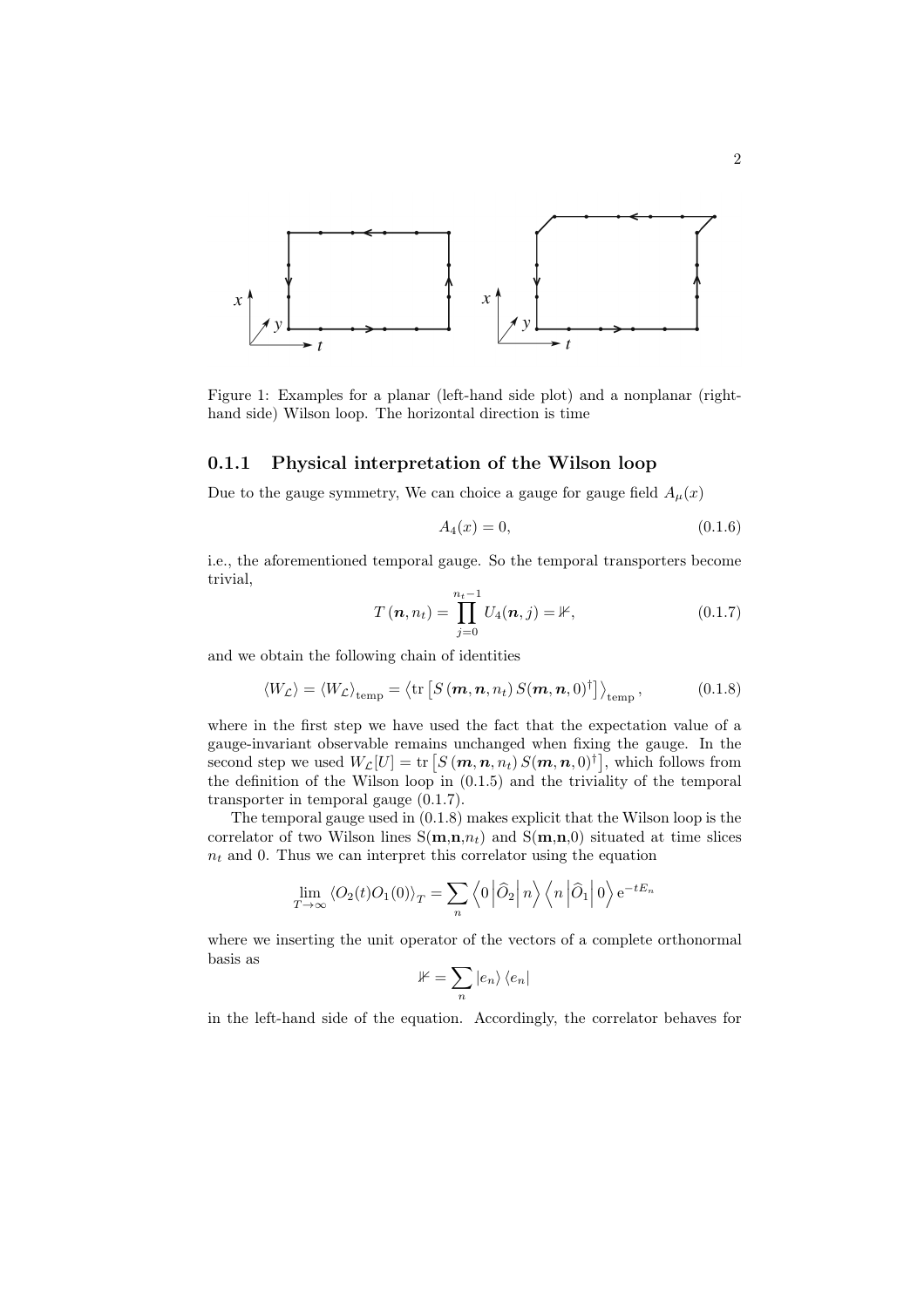Figure 1: Examples for a planar (left-hand side plot) and a nonplanar (right-hand side) Wilson loop. The horizontal direction is time

### 0.1.1 Physical interpretation of the Wilson loop

Due to the gauge symmetry, We can choice a gauge for gauge field $A_\mu(x)$

$$A_4(x) = 0, \tag{0.1.6}$$

i.e., the aforementioned temporal gauge. So the temporal transporters become trivial,

$$T(\boldsymbol{n}, n_t) = \prod_{j=0}^{n_t-1} U_4(\boldsymbol{n}, j) = \mathbb{1}, \tag{0.1.7}$$

and we obtain the following chain of identities

$$\langle W_{\mathcal{L}} \rangle = \langle W_{\mathcal{L}} \rangle_{\text{temp}} = \left\langle \operatorname{tr}\left[S(\boldsymbol{m}, \boldsymbol{n}, n_t)\, S(\boldsymbol{m}, \boldsymbol{n}, 0)^\dagger\right]\right\rangle_{\text{temp}}, \tag{0.1.8}$$

where in the first step we have used the fact that the expectation value of a gauge-invariant observable remains unchanged when fixing the gauge. In the second step we used $W_{\mathcal{L}}[U] = \operatorname{tr}\left[S(\boldsymbol{m}, \boldsymbol{n}, n_t)\, S(\boldsymbol{m}, \boldsymbol{n}, 0)^\dagger\right]$, which follows from the definition of the Wilson loop in (0.1.5) and the triviality of the temporal transporter in temporal gauge (0.1.7).

The temporal gauge used in (0.1.8) makes explicit that the Wilson loop is the correlator of two Wilson lines S($\mathbf{m}$,$\mathbf{n}$,$n_t$) and S($\mathbf{m}$,$\mathbf{n}$,0) situated at time slices $n_t$ and 0. Thus we can interpret this correlator using the equation

$$\lim_{T\to\infty} \langle O_2(t) O_1(0) \rangle_T = \sum_n \left\langle 0 \left| \widehat{O}_2 \right| n \right\rangle \left\langle n \left| \widehat{O}_1 \right| 0 \right\rangle \mathrm{e}^{-tE_n}$$

where we inserting the unit operator of the vectors of a complete orthonormal basis as

$$\mathbb{1} = \sum_n |e_n\rangle \langle e_n|$$

in the left-hand side of the equation. Accordingly, the correlator behaves for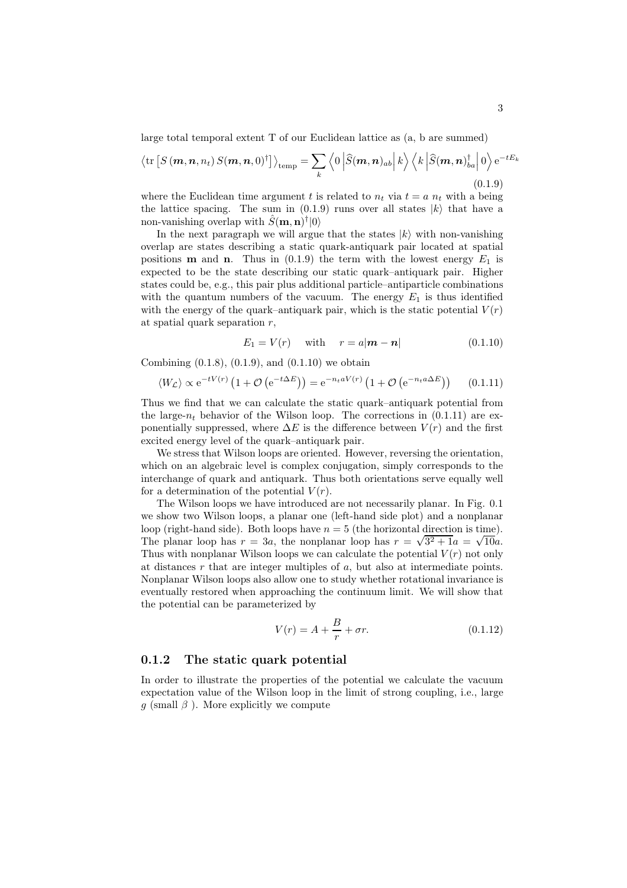large total temporal extent T of our Euclidean lattice as (a, b are summed)

$$\left\langle \mathrm{tr}\left[S\left(\boldsymbol{m},\boldsymbol{n},n_t\right)S(\boldsymbol{m},\boldsymbol{n},0)^\dagger\right]\right\rangle_{\mathrm{temp}} = \sum_k \left\langle 0\left|\widehat{S}(\boldsymbol{m},\boldsymbol{n})_{ab}\right|k\right\rangle\left\langle k\left|\widehat{S}(\boldsymbol{m},\boldsymbol{n})^\dagger_{ba}\right|0\right\rangle \mathrm{e}^{-tE_k} \tag{0.1.9}$$

where the Euclidean time argument $t$ is related to $n_t$ via $t = a\ n_t$ with a being the lattice spacing. The sum in (0.1.9) runs over all states $|k\rangle$ that have a non-vanishing overlap with $\hat{S}(\mathbf{m},\mathbf{n})^\dagger|0\rangle$

In the next paragraph we will argue that the states $|k\rangle$ with non-vanishing overlap are states describing a static quark-antiquark pair located at spatial positions $\mathbf{m}$ and $\mathbf{n}$. Thus in (0.1.9) the term with the lowest energy $E_1$ is expected to be the state describing our static quark–antiquark pair. Higher states could be, e.g., this pair plus additional particle–antiparticle combinations with the quantum numbers of the vacuum. The energy $E_1$ is thus identified with the energy of the quark–antiquark pair, which is the static potential $V(r)$ at spatial quark separation $r$,

$$E_1 = V(r) \quad \text{with} \quad r = a|\boldsymbol{m}-\boldsymbol{n}| \tag{0.1.10}$$

Combining (0.1.8), (0.1.9), and (0.1.10) we obtain

$$\langle W_{\mathcal{L}}\rangle \propto \mathrm{e}^{-tV(r)}\left(1+\mathcal{O}\left(\mathrm{e}^{-t\Delta E}\right)\right) = \mathrm{e}^{-n_t a V(r)}\left(1+\mathcal{O}\left(\mathrm{e}^{-n_t a\Delta E}\right)\right) \tag{0.1.11}$$

Thus we find that we can calculate the static quark–antiquark potential from the large-$n_t$ behavior of the Wilson loop. The corrections in (0.1.11) are exponentially suppressed, where $\Delta E$ is the difference between $V(r)$ and the first excited energy level of the quark–antiquark pair.

We stress that Wilson loops are oriented. However, reversing the orientation, which on an algebraic level is complex conjugation, simply corresponds to the interchange of quark and antiquark. Thus both orientations serve equally well for a determination of the potential $V(r)$.

The Wilson loops we have introduced are not necessarily planar. In Fig. 0.1 we show two Wilson loops, a planar one (left-hand side plot) and a nonplanar loop (right-hand side). Both loops have $n = 5$ (the horizontal direction is time). The planar loop has $r = 3a$, the nonplanar loop has $r = \sqrt{3^2+1}a = \sqrt{10}a$. Thus with nonplanar Wilson loops we can calculate the potential $V(r)$ not only at distances $r$ that are integer multiples of $a$, but also at intermediate points. Nonplanar Wilson loops also allow one to study whether rotational invariance is eventually restored when approaching the continuum limit. We will show that the potential can be parameterized by

$$V(r) = A + \frac{B}{r} + \sigma r. \tag{0.1.12}$$

### 0.1.2 The static quark potential

In order to illustrate the properties of the potential we calculate the vacuum expectation value of the Wilson loop in the limit of strong coupling, i.e., large $g$ (small $\beta$ ). More explicitly we compute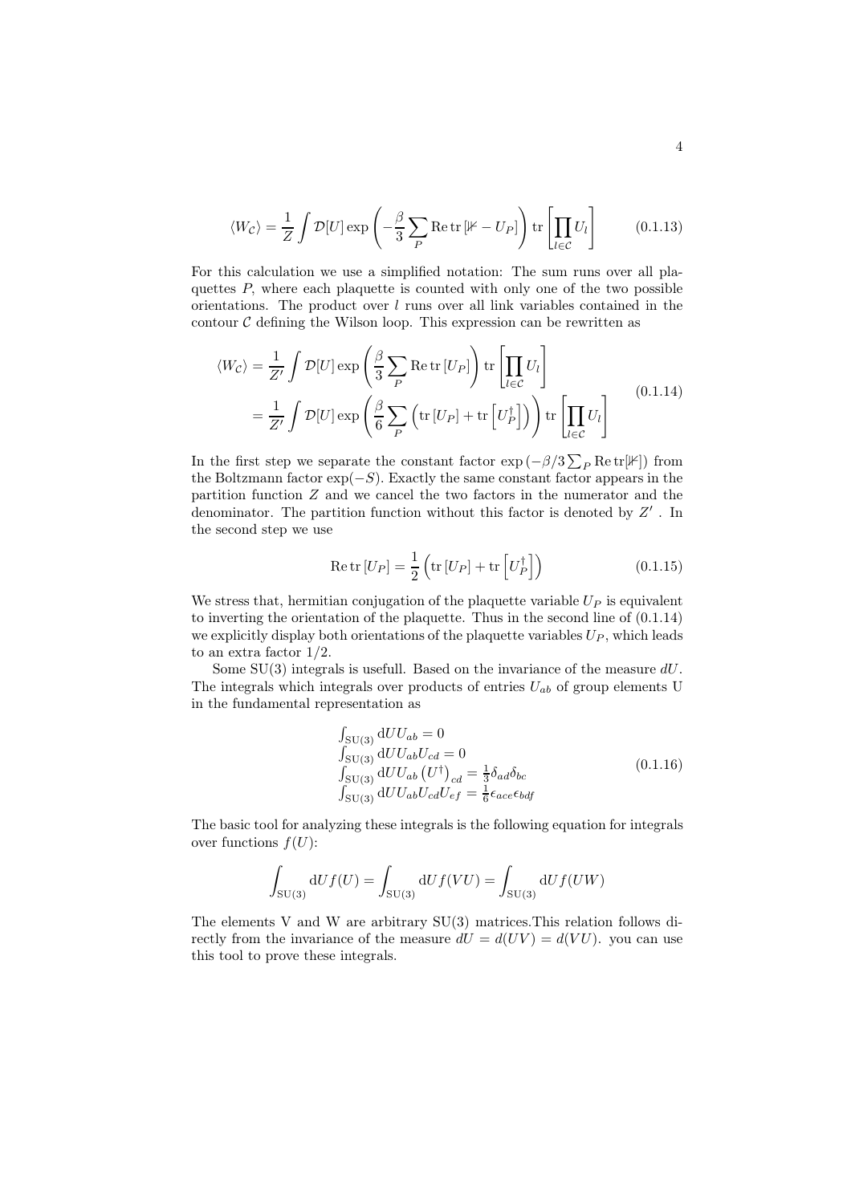$$\langle W_{\mathcal{C}} \rangle = \frac{1}{Z} \int \mathcal{D}[U] \exp\left( -\frac{\beta}{3} \sum_P \operatorname{Re}\operatorname{tr}\left[\mathbb{1} - U_P\right] \right) \operatorname{tr}\left[ \prod_{l \in \mathcal{C}} U_l \right] \tag{0.1.13}$$

For this calculation we use a simplified notation: The sum runs over all plaquettes $P$, where each plaquette is counted with only one of the two possible orientations. The product over $l$ runs over all link variables contained in the contour $\mathcal{C}$ defining the Wilson loop. This expression can be rewritten as

$$\begin{aligned}
\langle W_{\mathcal{C}} \rangle &= \frac{1}{Z'} \int \mathcal{D}[U] \exp\left( \frac{\beta}{3} \sum_P \operatorname{Re}\operatorname{tr}\left[U_P\right] \right) \operatorname{tr}\left[ \prod_{l \in \mathcal{C}} U_l \right] \\
&= \frac{1}{Z'} \int \mathcal{D}[U] \exp\left( \frac{\beta}{6} \sum_P \left( \operatorname{tr}\left[U_P\right] + \operatorname{tr}\left[U_P^\dagger\right] \right) \right) \operatorname{tr}\left[ \prod_{l \in \mathcal{C}} U_l \right]
\end{aligned} \tag{0.1.14}$$

In the first step we separate the constant factor $\exp\left(-\beta/3 \sum_P \operatorname{Re}\operatorname{tr}[\mathbb{1}]\right)$ from the Boltzmann factor $\exp(-S)$. Exactly the same constant factor appears in the partition function $Z$ and we cancel the two factors in the numerator and the denominator. The partition function without this factor is denoted by $Z'$ . In the second step we use

$$\operatorname{Re}\operatorname{tr}\left[U_P\right] = \frac{1}{2}\left( \operatorname{tr}\left[U_P\right] + \operatorname{tr}\left[U_P^\dagger\right] \right) \tag{0.1.15}$$

We stress that, hermitian conjugation of the plaquette variable $U_P$ is equivalent to inverting the orientation of the plaquette. Thus in the second line of (0.1.14) we explicitly display both orientations of the plaquette variables $U_P$, which leads to an extra factor $1/2$.

Some SU(3) integrals is usefull. Based on the invariance of the measure $dU$. The integrals which integrals over products of entries $U_{ab}$ of group elements U in the fundamental representation as

$$\begin{aligned}
&\int_{\mathrm{SU}(3)} \mathrm{d}U U_{ab} = 0 \\
&\int_{\mathrm{SU}(3)} \mathrm{d}U U_{ab} U_{cd} = 0 \\
&\int_{\mathrm{SU}(3)} \mathrm{d}U U_{ab} \left(U^\dagger\right)_{cd} = \tfrac{1}{3} \delta_{ad} \delta_{bc} \\
&\int_{\mathrm{SU}(3)} \mathrm{d}U U_{ab} U_{cd} U_{ef} = \tfrac{1}{6} \epsilon_{ace} \epsilon_{bdf}
\end{aligned} \tag{0.1.16}$$

The basic tool for analyzing these integrals is the following equation for integrals over functions $f(U)$:

$$\int_{\mathrm{SU}(3)} \mathrm{d}U f(U) = \int_{\mathrm{SU}(3)} \mathrm{d}U f(VU) = \int_{\mathrm{SU}(3)} \mathrm{d}U f(UW)$$

The elements V and W are arbitrary SU(3) matrices.This relation follows directly from the invariance of the measure $dU = d(UV) = d(VU)$. you can use this tool to prove these integrals.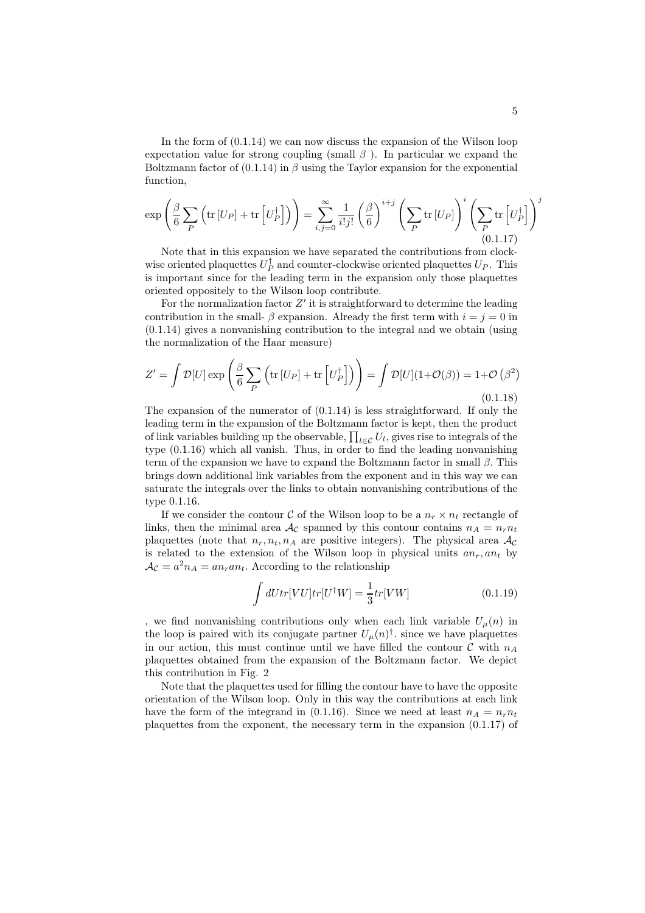In the form of (0.1.14) we can now discuss the expansion of the Wilson loop expectation value for strong coupling (small $\beta$ ). In particular we expand the Boltzmann factor of (0.1.14) in $\beta$ using the Taylor expansion for the exponential function,

$$\exp\left(\frac{\beta}{6}\sum_P\left(\mathrm{tr}\left[U_P\right]+\mathrm{tr}\left[U_P^\dagger\right]\right)\right)=\sum_{i,j=0}^{\infty}\frac{1}{i!j!}\left(\frac{\beta}{6}\right)^{i+j}\left(\sum_P\mathrm{tr}\left[U_P\right]\right)^i\left(\sum_P\mathrm{tr}\left[U_P^\dagger\right]\right)^j \tag{0.1.17}$$

Note that in this expansion we have separated the contributions from clockwise oriented plaquettes $U_P^\dagger$ and counter-clockwise oriented plaquettes $U_P$. This is important since for the leading term in the expansion only those plaquettes oriented oppositely to the Wilson loop contribute.

For the normalization factor $Z'$ it is straightforward to determine the leading contribution in the small- $\beta$ expansion. Already the first term with $i=j=0$ in (0.1.14) gives a nonvanishing contribution to the integral and we obtain (using the normalization of the Haar measure)

$$Z'=\int\mathcal{D}[U]\exp\left(\frac{\beta}{6}\sum_P\left(\mathrm{tr}\left[U_P\right]+\mathrm{tr}\left[U_P^\dagger\right]\right)\right)=\int\mathcal{D}[U](1+\mathcal{O}(\beta))=1+\mathcal{O}\left(\beta^2\right) \tag{0.1.18}$$

The expansion of the numerator of (0.1.14) is less straightforward. If only the leading term in the expansion of the Boltzmann factor is kept, then the product of link variables building up the observable, $\prod_{l\in\mathcal{C}}U_l$, gives rise to integrals of the type (0.1.16) which all vanish. Thus, in order to find the leading nonvanishing term of the expansion we have to expand the Boltzmann factor in small $\beta$. This brings down additional link variables from the exponent and in this way we can saturate the integrals over the links to obtain nonvanishing contributions of the type 0.1.16.

If we consider the contour $\mathcal{C}$ of the Wilson loop to be a $n_r\times n_t$ rectangle of links, then the minimal area $\mathcal{A}_\mathcal{C}$ spanned by this contour contains $n_A=n_rn_t$ plaquettes (note that $n_r, n_t, n_A$ are positive integers). The physical area $\mathcal{A}_\mathcal{C}$ is related to the extension of the Wilson loop in physical units $an_r, an_t$ by $\mathcal{A}_\mathcal{C}=a^2n_A=an_ran_t$. According to the relationship

$$\int dU tr[VU]tr[U^\dagger W]=\frac{1}{3}tr[VW] \tag{0.1.19}$$

, we find nonvanishing contributions only when each link variable $U_\mu(n)$ in the loop is paired with its conjugate partner $U_\mu(n)^\dagger$. since we have plaquettes in our action, this must continue until we have filled the contour $\mathcal{C}$ with $n_A$ plaquettes obtained from the expansion of the Boltzmann factor. We depict this contribution in Fig. 2

Note that the plaquettes used for filling the contour have to have the opposite orientation of the Wilson loop. Only in this way the contributions at each link have the form of the integrand in (0.1.16). Since we need at least $n_A=n_rn_t$ plaquettes from the exponent, the necessary term in the expansion (0.1.17) of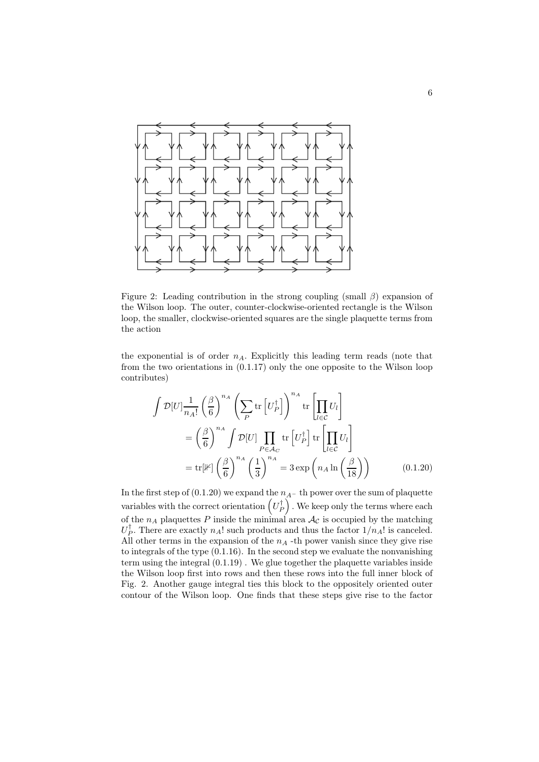Figure 2: Leading contribution in the strong coupling (small $\beta$) expansion of the Wilson loop. The outer, counter-clockwise-oriented rectangle is the Wilson loop, the smaller, clockwise-oriented squares are the single plaquette terms from the action

the exponential is of order $n_A$. Explicitly this leading term reads (note that from the two orientations in (0.1.17) only the one opposite to the Wilson loop contributes)

$$
\begin{aligned}
\int \mathcal{D}[U] \frac{1}{n_A!} \left(\frac{\beta}{6}\right)^{n_A} \left(\sum_P \operatorname{tr}\left[U_P^\dagger\right]\right)^{n_A} \operatorname{tr}\left[\prod_{l \in \mathcal{C}} U_l\right] \\
= \left(\frac{\beta}{6}\right)^{n_A} \int \mathcal{D}[U] \prod_{P \in \mathcal{A}_C} \operatorname{tr}\left[U_P^\dagger\right] \operatorname{tr}\left[\prod_{l \in \mathcal{C}} U_l\right] \\
= \operatorname{tr}[\not{1}] \left(\frac{\beta}{6}\right)^{n_A} \left(\frac{1}{3}\right)^{n_A} = 3 \exp\left(n_A \ln\left(\frac{\beta}{18}\right)\right) \qquad (0.1.20)
\end{aligned}
$$

In the first step of (0.1.20) we expand the $n_A$- th power over the sum of plaquette variables with the correct orientation $\left(U_P^\dagger\right)$. We keep only the terms where each of the $n_A$ plaquettes $P$ inside the minimal area $\mathcal{A}_\mathcal{C}$ is occupied by the matching $U_P^\dagger$. There are exactly $n_A!$ such products and thus the factor $1/n_A!$ is canceled. All other terms in the expansion of the $n_A$ -th power vanish since they give rise to integrals of the type (0.1.16). In the second step we evaluate the nonvanishing term using the integral (0.1.19) . We glue together the plaquette variables inside the Wilson loop first into rows and then these rows into the full inner block of Fig. 2. Another gauge integral ties this block to the oppositely oriented outer contour of the Wilson loop. One finds that these steps give rise to the factor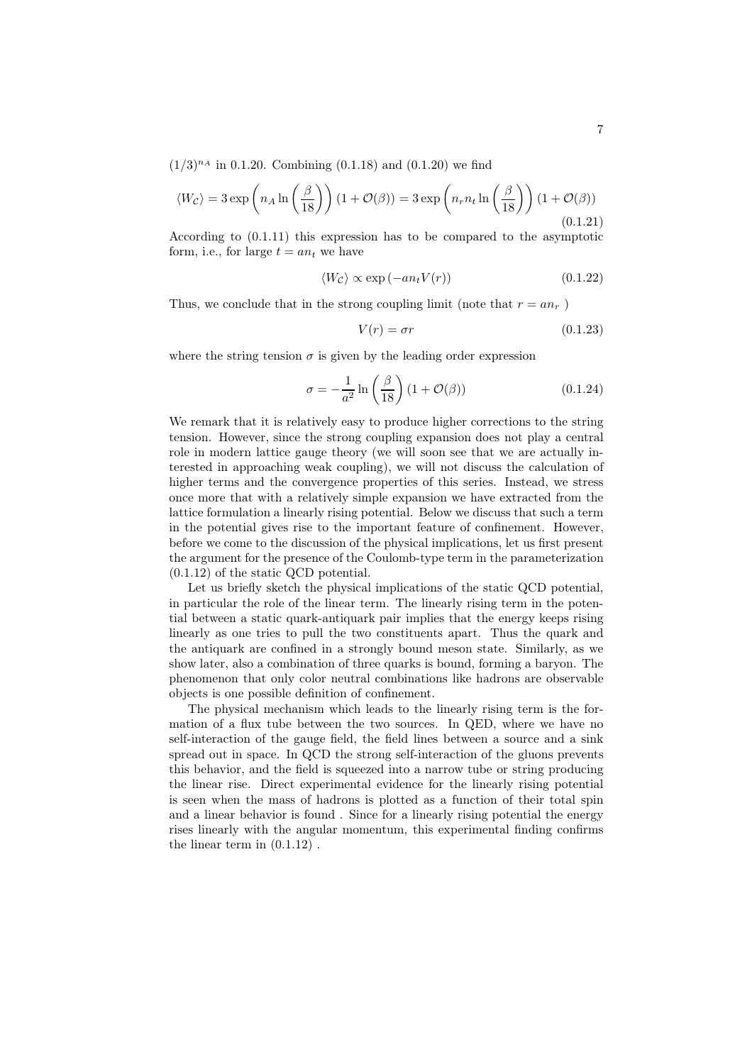$(1/3)^{n_A}$ in 0.1.20. Combining (0.1.18) and (0.1.20) we find

$$\langle W_{\mathcal{C}} \rangle = 3 \exp\left( n_A \ln\left(\frac{\beta}{18}\right)\right)(1 + \mathcal{O}(\beta)) = 3 \exp\left( n_r n_t \ln\left(\frac{\beta}{18}\right)\right)(1 + \mathcal{O}(\beta)) \tag{0.1.21}$$

According to (0.1.11) this expression has to be compared to the asymptotic form, i.e., for large $t = an_t$ we have

$$\langle W_{\mathcal{C}} \rangle \propto \exp\left(-an_t V(r)\right) \tag{0.1.22}$$

Thus, we conclude that in the strong coupling limit (note that $r = an_r$ )

$$V(r) = \sigma r \tag{0.1.23}$$

where the string tension $\sigma$ is given by the leading order expression

$$\sigma = -\frac{1}{a^2} \ln\left(\frac{\beta}{18}\right)(1 + \mathcal{O}(\beta)) \tag{0.1.24}$$

We remark that it is relatively easy to produce higher corrections to the string tension. However, since the strong coupling expansion does not play a central role in modern lattice gauge theory (we will soon see that we are actually interested in approaching weak coupling), we will not discuss the calculation of higher terms and the convergence properties of this series. Instead, we stress once more that with a relatively simple expansion we have extracted from the lattice formulation a linearly rising potential. Below we discuss that such a term in the potential gives rise to the important feature of confinement. However, before we come to the discussion of the physical implications, let us first present the argument for the presence of the Coulomb-type term in the parameterization (0.1.12) of the static QCD potential.

Let us briefly sketch the physical implications of the static QCD potential, in particular the role of the linear term. The linearly rising term in the potential between a static quark-antiquark pair implies that the energy keeps rising linearly as one tries to pull the two constituents apart. Thus the quark and the antiquark are confined in a strongly bound meson state. Similarly, as we show later, also a combination of three quarks is bound, forming a baryon. The phenomenon that only color neutral combinations like hadrons are observable objects is one possible definition of confinement.

The physical mechanism which leads to the linearly rising term is the formation of a flux tube between the two sources. In QED, where we have no self-interaction of the gauge field, the field lines between a source and a sink spread out in space. In QCD the strong self-interaction of the gluons prevents this behavior, and the field is squeezed into a narrow tube or string producing the linear rise. Direct experimental evidence for the linearly rising potential is seen when the mass of hadrons is plotted as a function of their total spin and a linear behavior is found . Since for a linearly rising potential the energy rises linearly with the angular momentum, this experimental finding confirms the linear term in (0.1.12) .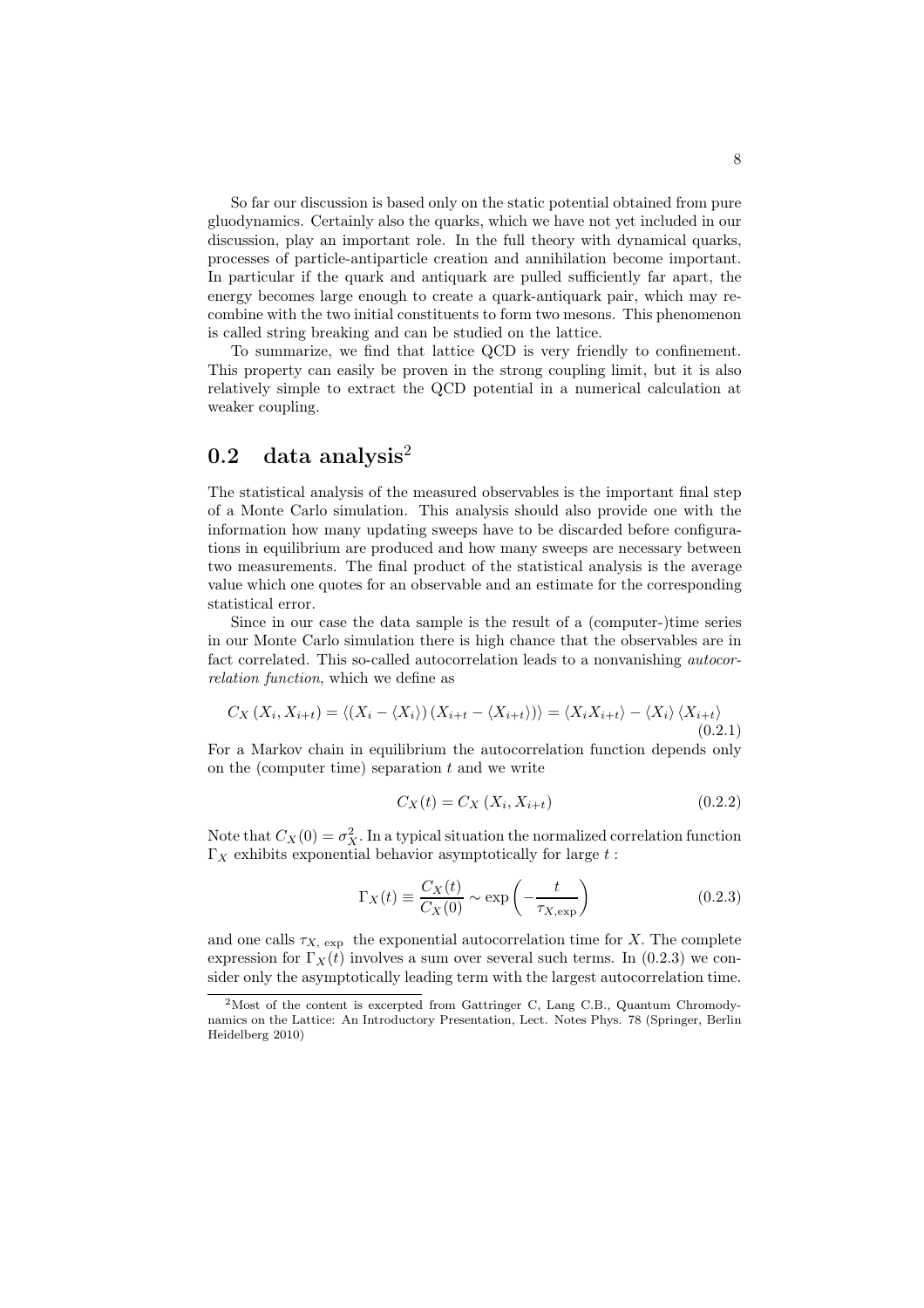So far our discussion is based only on the static potential obtained from pure gluodynamics. Certainly also the quarks, which we have not yet included in our discussion, play an important role. In the full theory with dynamical quarks, processes of particle-antiparticle creation and annihilation become important. In particular if the quark and antiquark are pulled sufficiently far apart, the energy becomes large enough to create a quark-antiquark pair, which may recombine with the two initial constituents to form two mesons. This phenomenon is called string breaking and can be studied on the lattice.

To summarize, we find that lattice QCD is very friendly to confinement. This property can easily be proven in the strong coupling limit, but it is also relatively simple to extract the QCD potential in a numerical calculation at weaker coupling.

## 0.2 data analysis[2]

The statistical analysis of the measured observables is the important final step of a Monte Carlo simulation. This analysis should also provide one with the information how many updating sweeps have to be discarded before configurations in equilibrium are produced and how many sweeps are necessary between two measurements. The final product of the statistical analysis is the average value which one quotes for an observable and an estimate for the corresponding statistical error.

Since in our case the data sample is the result of a (computer-)time series in our Monte Carlo simulation there is high chance that the observables are in fact correlated. This so-called autocorrelation leads to a nonvanishing *autocorrelation function*, which we define as

$$C_X\left(X_i, X_{i+t}\right) = \left\langle \left(X_i - \left\langle X_i \right\rangle\right)\left(X_{i+t} - \left\langle X_{i+t} \right\rangle\right)\right\rangle = \left\langle X_i X_{i+t} \right\rangle - \left\langle X_i \right\rangle \left\langle X_{i+t} \right\rangle \tag{0.2.1}$$

For a Markov chain in equilibrium the autocorrelation function depends only on the (computer time) separation $t$ and we write

$$C_X(t) = C_X\left(X_i, X_{i+t}\right) \tag{0.2.2}$$

Note that $C_X(0) = \sigma_X^2$. In a typical situation the normalized correlation function $\Gamma_X$ exhibits exponential behavior asymptotically for large $t$ :

$$\Gamma_X(t) \equiv \frac{C_X(t)}{C_X(0)} \sim \exp\left(-\frac{t}{\tau_{X,\mathrm{exp}}}\right) \tag{0.2.3}$$

and one calls $\tau_{X,\,\mathrm{exp}}$ the exponential autocorrelation time for $X$. The complete expression for $\Gamma_X(t)$ involves a sum over several such terms. In (0.2.3) we consider only the asymptotically leading term with the largest autocorrelation time.

[2] Most of the content is excerpted from Gattringer C, Lang C.B., Quantum Chromodynamics on the Lattice: An Introductory Presentation, Lect. Notes Phys. 78 (Springer, Berlin Heidelberg 2010)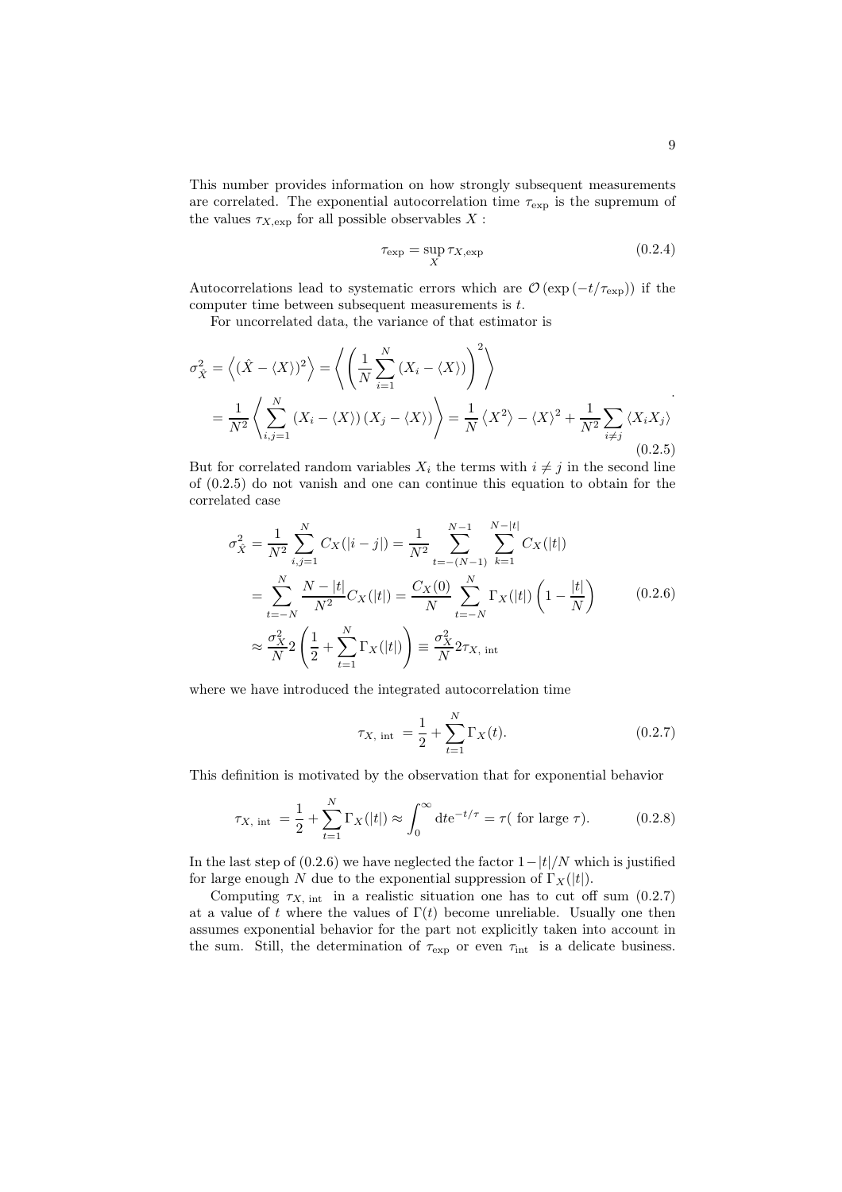This number provides information on how strongly subsequent measurements are correlated. The exponential autocorrelation time $\tau_{\exp}$ is the supremum of the values $\tau_{X,\exp}$ for all possible observables $X$ :

$$\tau_{\exp} = \sup_X \tau_{X,\exp} \tag{0.2.4}$$

Autocorrelations lead to systematic errors which are $\mathcal{O}\left(\exp\left(-t/\tau_{\exp}\right)\right)$ if the computer time between subsequent measurements is $t$.

For uncorrelated data, the variance of that estimator is

$$\begin{aligned}
\sigma_{\hat{X}}^2 &= \left\langle (\hat{X} - \langle X \rangle)^2 \right\rangle = \left\langle \left( \frac{1}{N} \sum_{i=1}^{N} \left( X_i - \langle X \rangle \right) \right)^2 \right\rangle \\
&= \frac{1}{N^2} \left\langle \sum_{i,j=1}^{N} \left( X_i - \langle X \rangle \right) \left( X_j - \langle X \rangle \right) \right\rangle = \frac{1}{N} \left\langle X^2 \right\rangle - \langle X \rangle^2 + \frac{1}{N^2} \sum_{i \neq j} \left\langle X_i X_j \right\rangle
\end{aligned} \tag{0.2.5}$$

But for correlated random variables $X_i$ the terms with $i \neq j$ in the second line of (0.2.5) do not vanish and one can continue this equation to obtain for the correlated case

$$\begin{aligned}
\sigma_{\hat{X}}^2 &= \frac{1}{N^2} \sum_{i,j=1}^{N} C_X(|i-j|) = \frac{1}{N^2} \sum_{t=-(N-1)}^{N-1} \sum_{k=1}^{N-|t|} C_X(|t|) \\
&= \sum_{t=-N}^{N} \frac{N-|t|}{N^2} C_X(|t|) = \frac{C_X(0)}{N} \sum_{t=-N}^{N} \Gamma_X(|t|) \left( 1 - \frac{|t|}{N} \right) \\
&\approx \frac{\sigma_X^2}{N} 2 \left( \frac{1}{2} + \sum_{t=1}^{N} \Gamma_X(|t|) \right) \equiv \frac{\sigma_X^2}{N} 2 \tau_{X,\text{ int}}
\end{aligned} \tag{0.2.6}$$

where we have introduced the integrated autocorrelation time

$$\tau_{X,\text{ int}} = \frac{1}{2} + \sum_{t=1}^{N} \Gamma_X(t). \tag{0.2.7}$$

This definition is motivated by the observation that for exponential behavior

$$\tau_{X,\text{ int}} = \frac{1}{2} + \sum_{t=1}^{N} \Gamma_X(|t|) \approx \int_0^{\infty} \mathrm{d}t e^{-t/\tau} = \tau(\text{ for large } \tau). \tag{0.2.8}$$

In the last step of (0.2.6) we have neglected the factor $1-|t|/N$ which is justified for large enough $N$ due to the exponential suppression of $\Gamma_X(|t|)$.

Computing $\tau_{X,\text{ int}}$ in a realistic situation one has to cut off sum (0.2.7) at a value of $t$ where the values of $\Gamma(t)$ become unreliable. Usually one then assumes exponential behavior for the part not explicitly taken into account in the sum. Still, the determination of $\tau_{\exp}$ or even $\tau_{\text{int}}$ is a delicate business.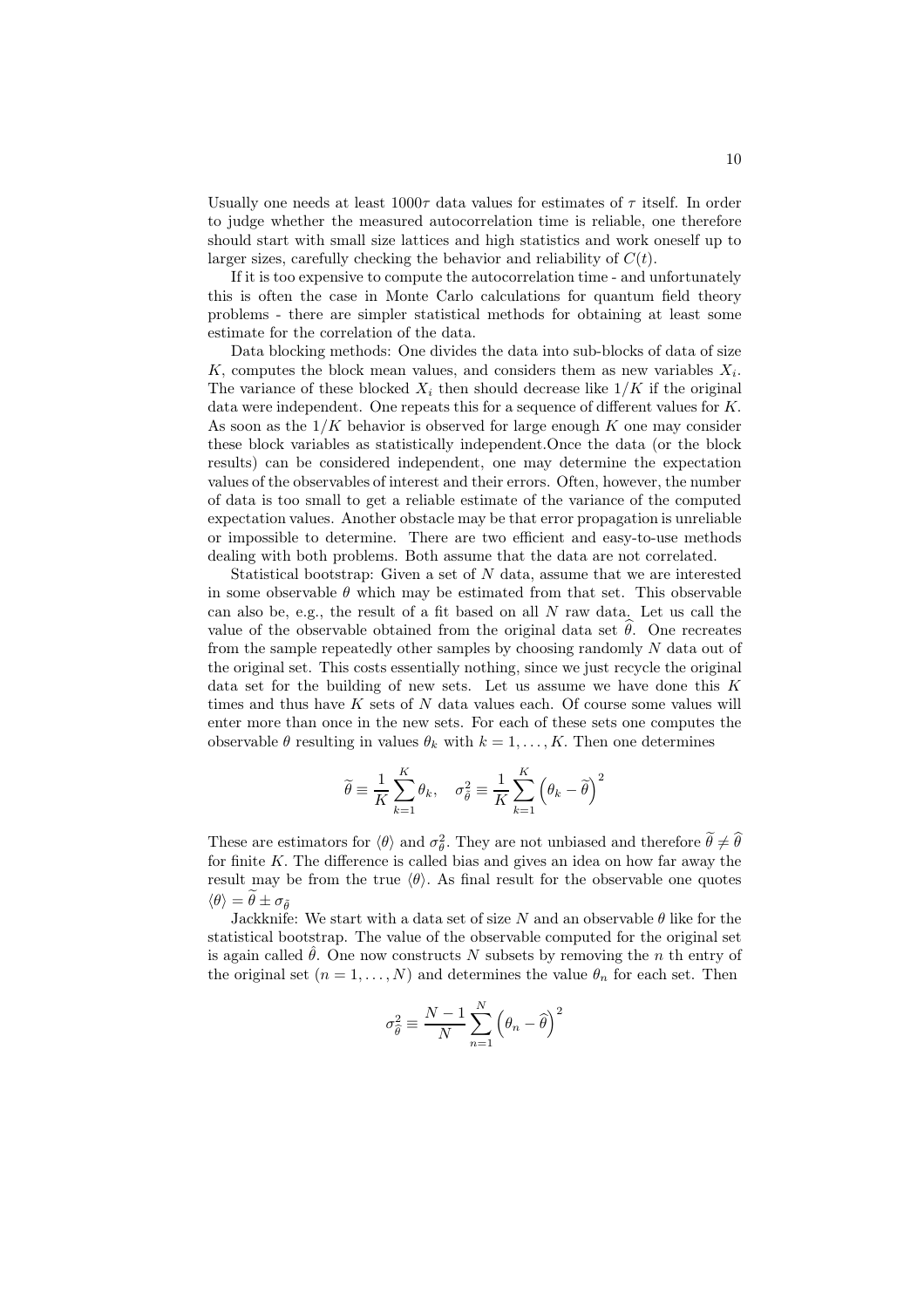Usually one needs at least $1000\tau$ data values for estimates of $\tau$ itself. In order to judge whether the measured autocorrelation time is reliable, one therefore should start with small size lattices and high statistics and work oneself up to larger sizes, carefully checking the behavior and reliability of $C(t)$.

If it is too expensive to compute the autocorrelation time - and unfortunately this is often the case in Monte Carlo calculations for quantum field theory problems - there are simpler statistical methods for obtaining at least some estimate for the correlation of the data.

Data blocking methods: One divides the data into sub-blocks of data of size $K$, computes the block mean values, and considers them as new variables $X_i$. The variance of these blocked $X_i$ then should decrease like $1/K$ if the original data were independent. One repeats this for a sequence of different values for $K$. As soon as the $1/K$ behavior is observed for large enough $K$ one may consider these block variables as statistically independent.Once the data (or the block results) can be considered independent, one may determine the expectation values of the observables of interest and their errors. Often, however, the number of data is too small to get a reliable estimate of the variance of the computed expectation values. Another obstacle may be that error propagation is unreliable or impossible to determine. There are two efficient and easy-to-use methods dealing with both problems. Both assume that the data are not correlated.

Statistical bootstrap: Given a set of $N$ data, assume that we are interested in some observable $\theta$ which may be estimated from that set. This observable can also be, e.g., the result of a fit based on all $N$ raw data. Let us call the value of the observable obtained from the original data set $\widehat{\theta}$. One recreates from the sample repeatedly other samples by choosing randomly $N$ data out of the original set. This costs essentially nothing, since we just recycle the original data set for the building of new sets. Let us assume we have done this $K$ times and thus have $K$ sets of $N$ data values each. Of course some values will enter more than once in the new sets. For each of these sets one computes the observable $\theta$ resulting in values $\theta_k$ with $k = 1, \ldots, K$. Then one determines

$$\widetilde{\theta} \equiv \frac{1}{K}\sum_{k=1}^{K}\theta_k, \quad \sigma^2_{\widetilde{\theta}} \equiv \frac{1}{K}\sum_{k=1}^{K}\left(\theta_k - \widetilde{\theta}\right)^2$$

These are estimators for $\langle\theta\rangle$ and $\sigma^2_\theta$. They are not unbiased and therefore $\widetilde{\theta} \neq \widehat{\theta}$ for finite $K$. The difference is called bias and gives an idea on how far away the result may be from the true $\langle\theta\rangle$. As final result for the observable one quotes $\langle\theta\rangle = \widetilde{\theta} \pm \sigma_{\widetilde{\theta}}$

Jackknife: We start with a data set of size $N$ and an observable $\theta$ like for the statistical bootstrap. The value of the observable computed for the original set is again called $\hat{\theta}$. One now constructs $N$ subsets by removing the $n$ th entry of the original set ($n = 1, \ldots, N$) and determines the value $\theta_n$ for each set. Then

$$\sigma^2_{\widehat{\theta}} \equiv \frac{N-1}{N}\sum_{n=1}^{N}\left(\theta_n - \widehat{\theta}\right)^2$$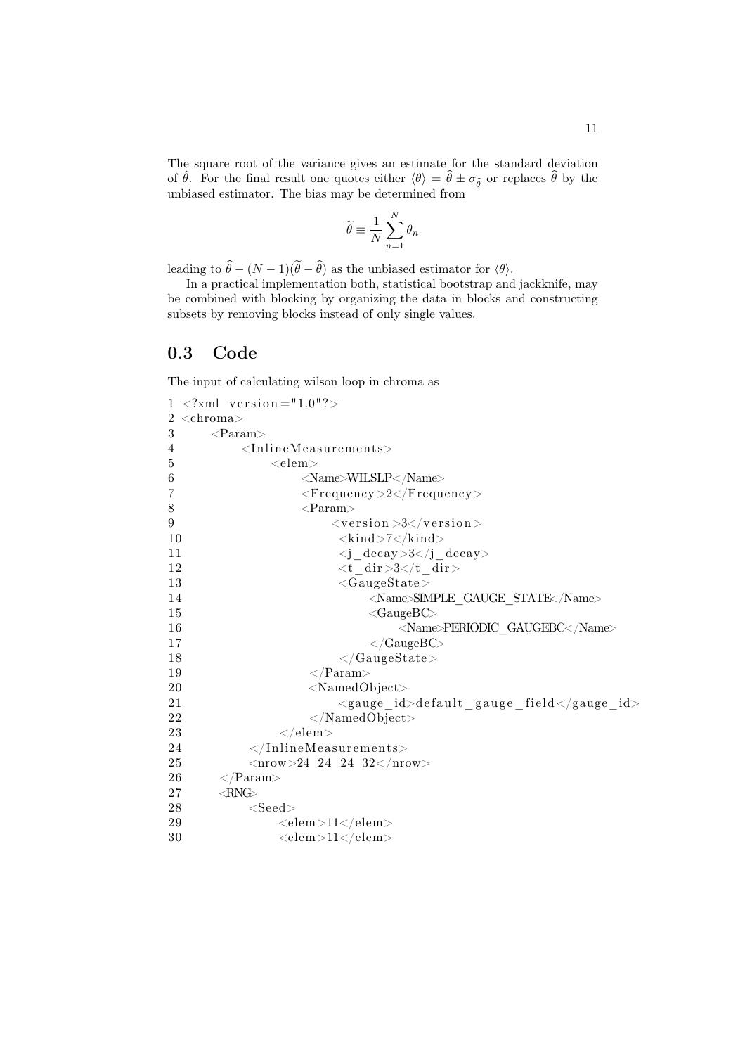The square root of the variance gives an estimate for the standard deviation of $\hat{\theta}$. For the final result one quotes either $\langle\theta\rangle = \widehat{\theta} \pm \sigma_{\widehat{\theta}}$ or replaces $\widehat{\theta}$ by the unbiased estimator. The bias may be determined from

$$\widetilde{\theta} \equiv \frac{1}{N}\sum_{n=1}^{N}\theta_n$$

leading to $\widehat{\theta} - (N-1)(\widetilde{\theta} - \widehat{\theta})$ as the unbiased estimator for $\langle\theta\rangle$.

In a practical implementation both, statistical bootstrap and jackknife, may be combined with blocking by organizing the data in blocks and constructing subsets by removing blocks instead of only single values.

## 0.3 Code

The input of calculating wilson loop in chroma as

```
1  <?xml version="1.0"?>
2  <chroma>
3      <Param>
4          <InlineMeasurements>
5              <elem>
6                  <Name>WILSLP</Name>
7                  <Frequency>2</Frequency>
8                  <Param>
9                      <version>3</version>
10                     <kind>7</kind>
11                     <j_decay>3</j_decay>
12                     <t_dir>3</t_dir>
13                     <GaugeState>
14                         <Name>SIMPLE_GAUGE_STATE</Name>
15                         <GaugeBC>
16                             <Name>PERIODIC_GAUGEBC</Name>
17                         </GaugeBC>
18                     </GaugeState>
19                 </Param>
20                 <NamedObject>
21                     <gauge_id>default_gauge_field</gauge_id>
22                 </NamedObject>
23             </elem>
24         </InlineMeasurements>
25         <nrow>24 24 24 32</nrow>
26     </Param>
27     <RNG>
28         <Seed>
29             <elem>11</elem>
30             <elem>11</elem>
```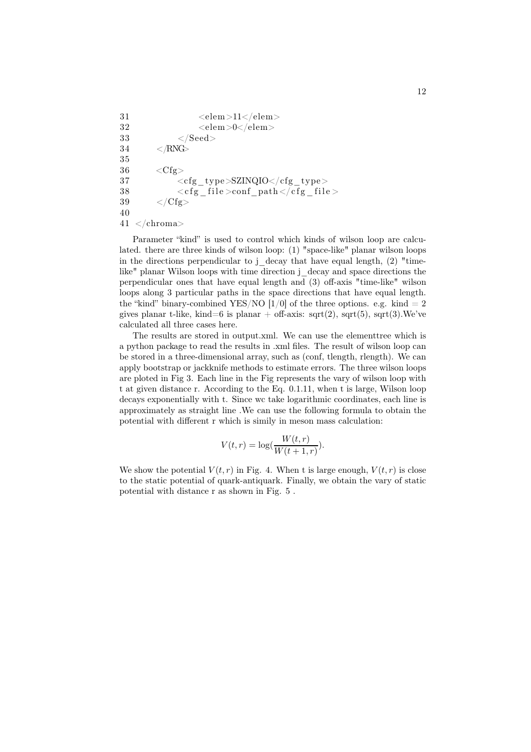```
31                <elem>11</elem>
32                <elem>0</elem>
33            </Seed>
34        </RNG>
35
36        <Cfg>
37            <cfg_type>SZINQIO</cfg_type>
38            <cfg_file>conf_path</cfg_file>
39        </Cfg>
40
41 </chroma>
```

Parameter “kind” is used to control which kinds of wilson loop are calculated. there are three kinds of wilson loop: (1) "space-like" planar wilson loops in the directions perpendicular to j_decay that have equal length, (2) "time-like" planar Wilson loops with time direction j_decay and space directions the perpendicular ones that have equal length and (3) off-axis "time-like" wilson loops along 3 particular paths in the space directions that have equal length. the “kind” binary-combined YES/NO [1/0] of the three options. e.g. kind = 2 gives planar t-like, kind=6 is planar + off-axis: sqrt(2), sqrt(5), sqrt(3).We've calculated all three cases here.

The results are stored in output.xml. We can use the elementtree which is a python package to read the results in .xml files. The result of wilson loop can be stored in a three-dimensional array, such as (conf, tlength, rlength). We can apply bootstrap or jackknife methods to estimate errors. The three wilson loops are ploted in Fig 3. Each line in the Fig represents the vary of wilson loop with t at given distance r. According to the Eq. 0.1.11, when t is large, Wilson loop decays exponentially with t. Since wc take logarithmic coordinates, each line is approximately as straight line .We can use the following formula to obtain the potential with different r which is simily in meson mass calculation:

$$V(t,r) = \log\left(\frac{W(t,r)}{W(t+1,r)}\right).$$

We show the potential $V(t,r)$ in Fig. 4. When t is large enough, $V(t,r)$ is close to the static potential of quark-antiquark. Finally, we obtain the vary of static potential with distance r as shown in Fig. 5 .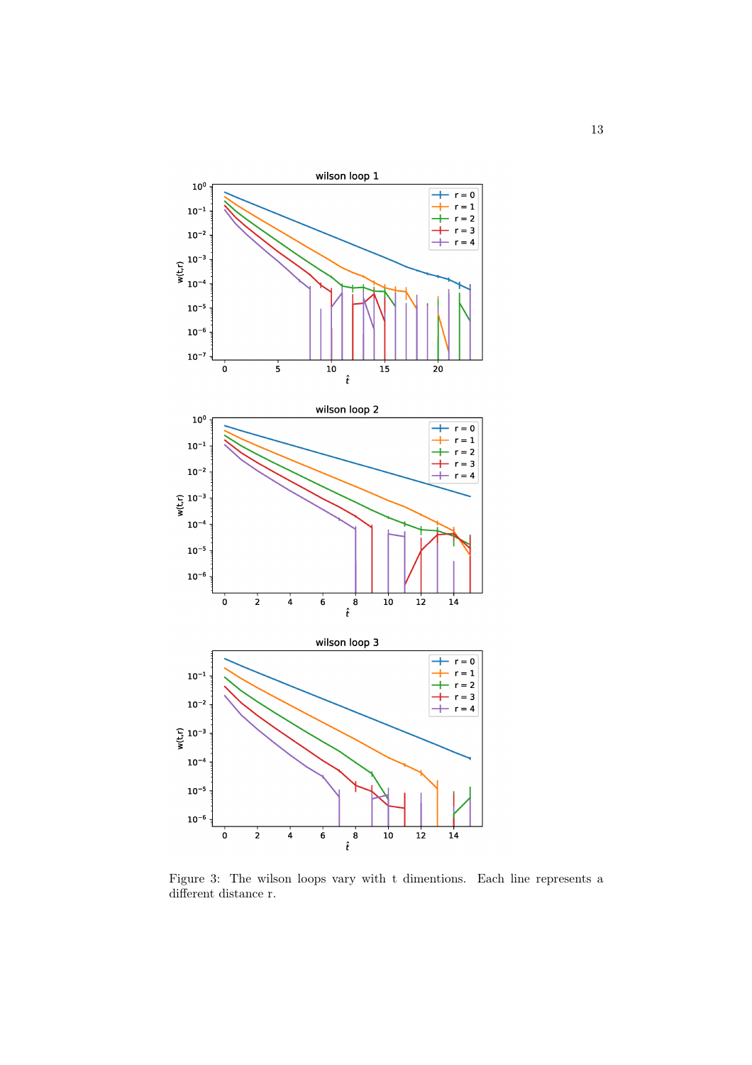Figure 3: The wilson loops vary with t dimentions. Each line represents a different distance r.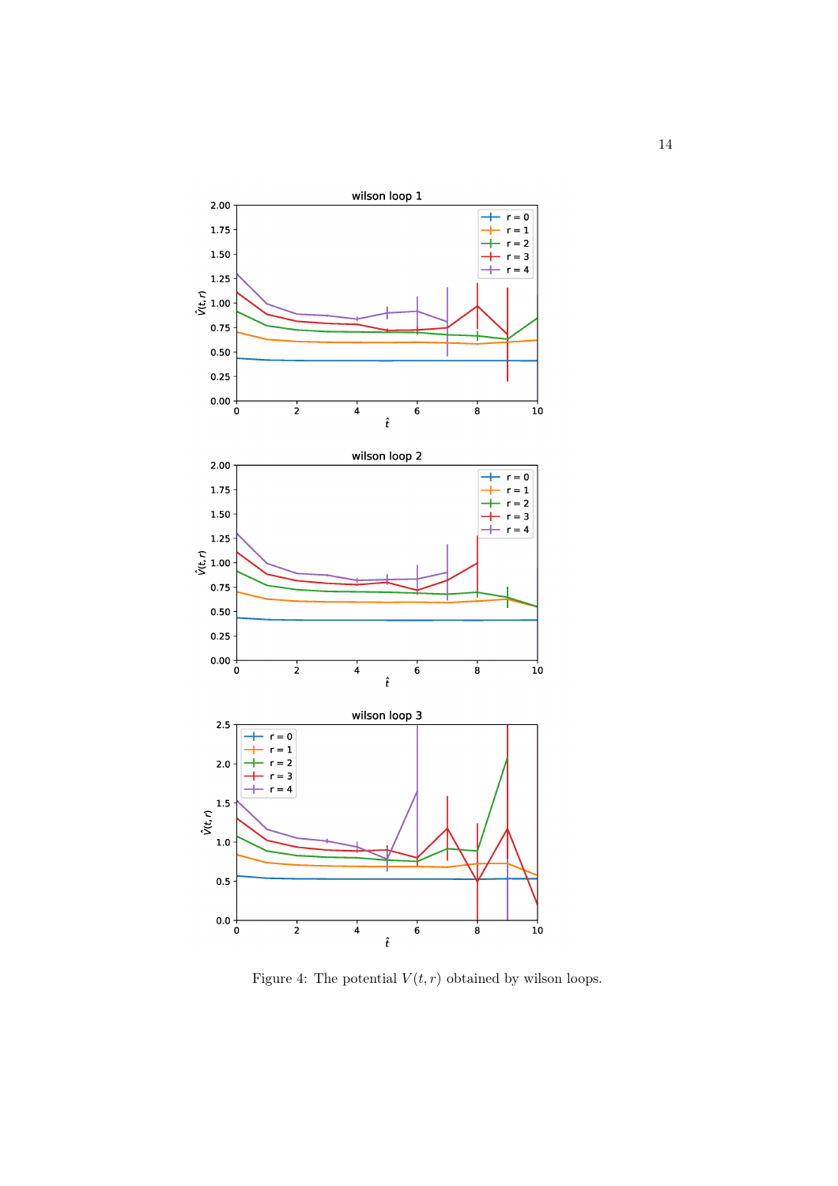Figure 4: The potential $V(t,r)$ obtained by wilson loops.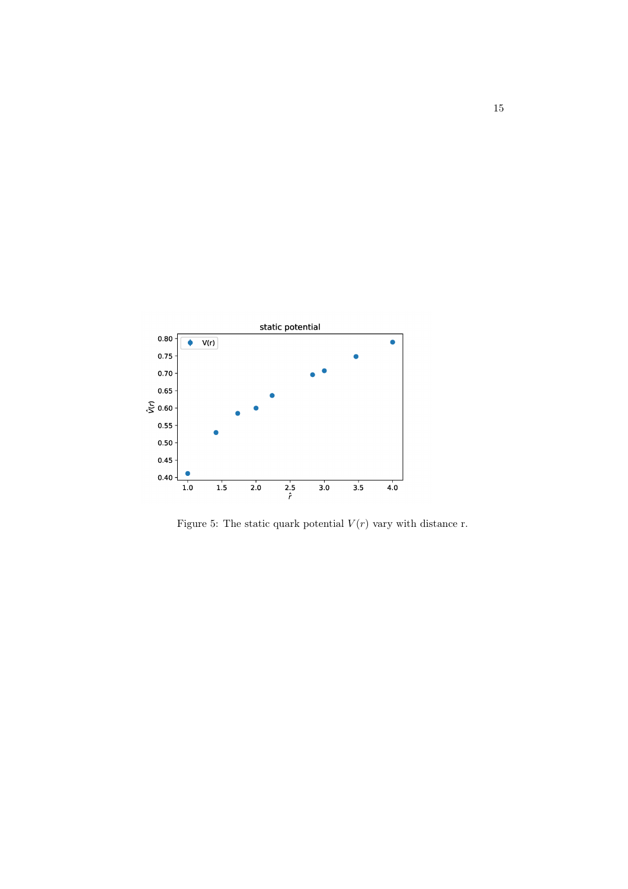static potential

V(r)

0.80
0.75
0.70
0.65
0.60
0.55
0.50
0.45
0.40

$\hat{V}(r)$

1.0 1.5 2.0 2.5 3.0 3.5 4.0

$\hat{r}$

Figure 5: The static quark potential $V(r)$ vary with distance r.